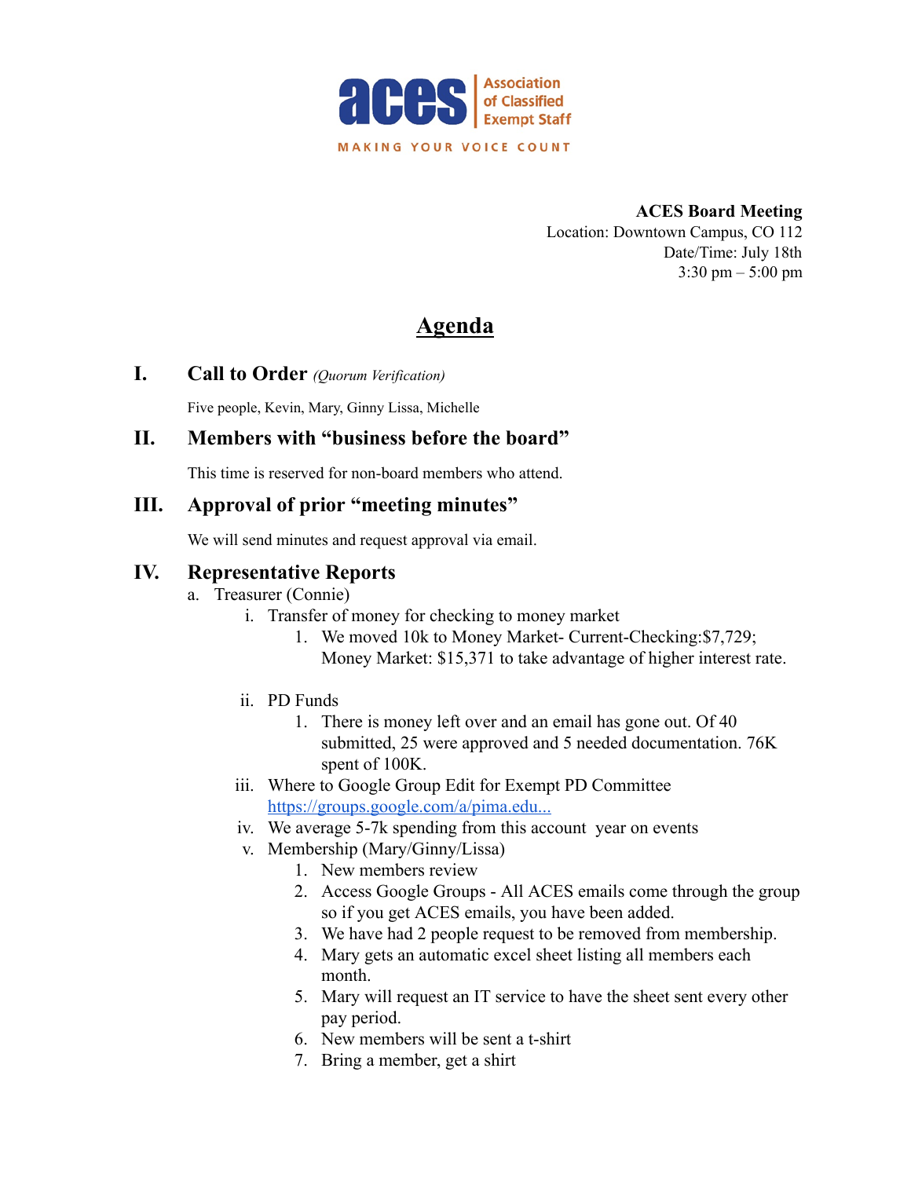**aces** | Association of Classified Exempt Staff

MAKING YOUR VOICE COUNT

**ACES Board Meeting**
Location: Downtown Campus, CO 112
Date/Time: July 18th
3:30 pm – 5:00 pm

# Agenda

## I. Call to Order *(Quorum Verification)*

Five people, Kevin, Mary, Ginny Lissa, Michelle

## II. Members with "business before the board"

This time is reserved for non-board members who attend.

## III. Approval of prior "meeting minutes"

We will send minutes and request approval via email.

## IV. Representative Reports

a. Treasurer (Connie)

   i. Transfer of money for checking to money market

      1. We moved 10k to Money Market- Current-Checking:$7,729; Money Market: $15,371 to take advantage of higher interest rate.

   ii. PD Funds

      1. There is money left over and an email has gone out. Of 40 submitted, 25 were approved and 5 needed documentation. 76K spent of 100K.

   iii. Where to Google Group Edit for Exempt PD Committee [https://groups.google.com/a/pima.edu...](https://groups.google.com/a/pima.edu...)

   iv. We average 5-7k spending from this account year on events

   v. Membership (Mary/Ginny/Lissa)

      1. New members review
      2. Access Google Groups - All ACES emails come through the group so if you get ACES emails, you have been added.
      3. We have had 2 people request to be removed from membership.
      4. Mary gets an automatic excel sheet listing all members each month.
      5. Mary will request an IT service to have the sheet sent every other pay period.
      6. New members will be sent a t-shirt
      7. Bring a member, get a shirt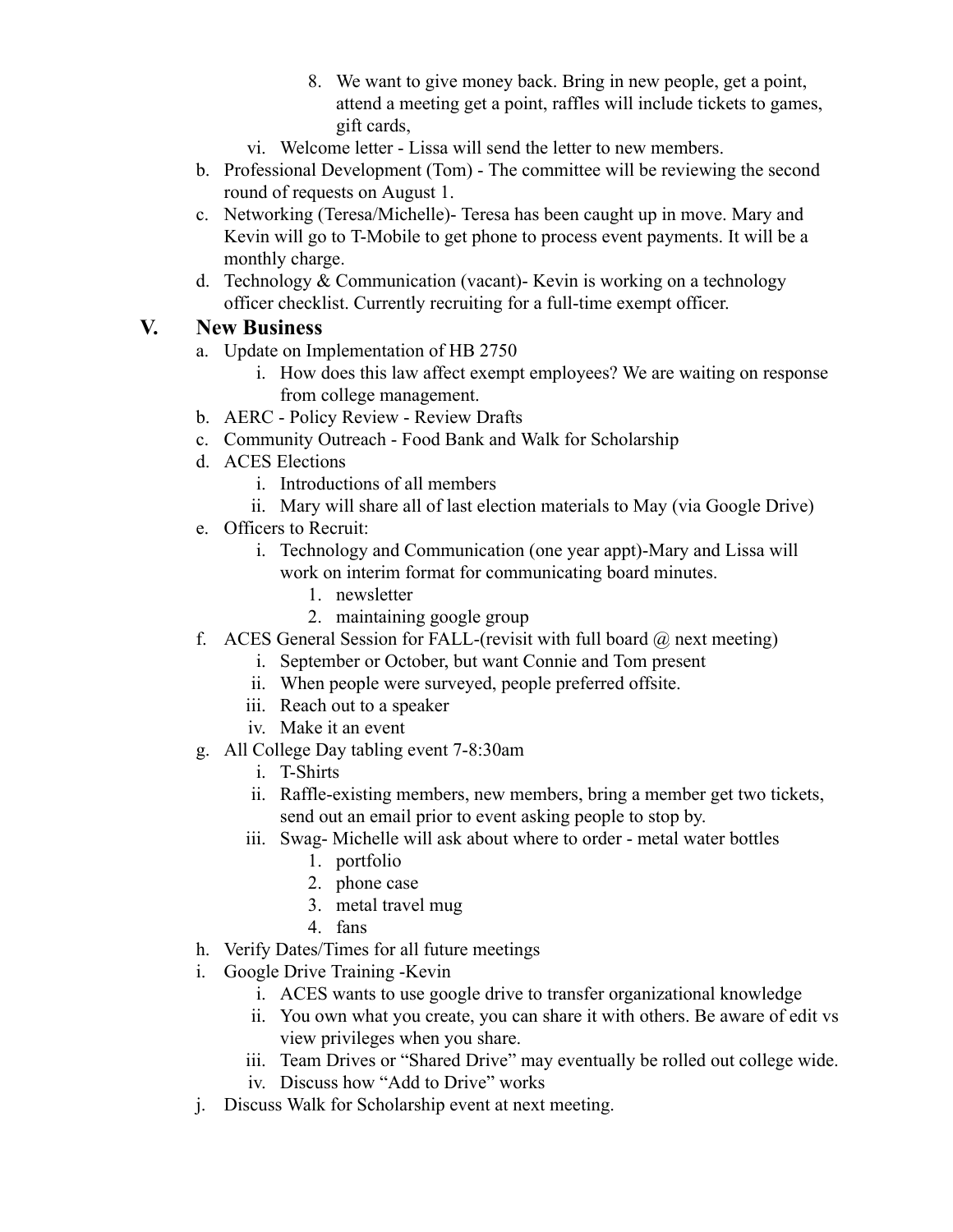8. We want to give money back. Bring in new people, get a point, attend a meeting get a point, raffles will include tickets to games, gift cards,

vi. Welcome letter - Lissa will send the letter to new members.

b. Professional Development (Tom) - The committee will be reviewing the second round of requests on August 1.

c. Networking (Teresa/Michelle)- Teresa has been caught up in move. Mary and Kevin will go to T-Mobile to get phone to process event payments. It will be a monthly charge.

d. Technology & Communication (vacant)- Kevin is working on a technology officer checklist. Currently recruiting for a full-time exempt officer.

## V. New Business

a. Update on Implementation of HB 2750
   - i. How does this law affect exempt employees? We are waiting on response from college management.

b. AERC - Policy Review - Review Drafts

c. Community Outreach - Food Bank and Walk for Scholarship

d. ACES Elections
   - i. Introductions of all members
   - ii. Mary will share all of last election materials to May (via Google Drive)

e. Officers to Recruit:
   - i. Technology and Communication (one year appt)-Mary and Lissa will work on interim format for communicating board minutes.
     1. newsletter
     2. maintaining google group

f. ACES General Session for FALL-(revisit with full board @ next meeting)
   - i. September or October, but want Connie and Tom present
   - ii. When people were surveyed, people preferred offsite.
   - iii. Reach out to a speaker
   - iv. Make it an event

g. All College Day tabling event 7-8:30am
   - i. T-Shirts
   - ii. Raffle-existing members, new members, bring a member get two tickets, send out an email prior to event asking people to stop by.
   - iii. Swag- Michelle will ask about where to order - metal water bottles
     1. portfolio
     2. phone case
     3. metal travel mug
     4. fans

h. Verify Dates/Times for all future meetings

i. Google Drive Training -Kevin
   - i. ACES wants to use google drive to transfer organizational knowledge
   - ii. You own what you create, you can share it with others. Be aware of edit vs view privileges when you share.
   - iii. Team Drives or "Shared Drive" may eventually be rolled out college wide.
   - iv. Discuss how "Add to Drive" works

j. Discuss Walk for Scholarship event at next meeting.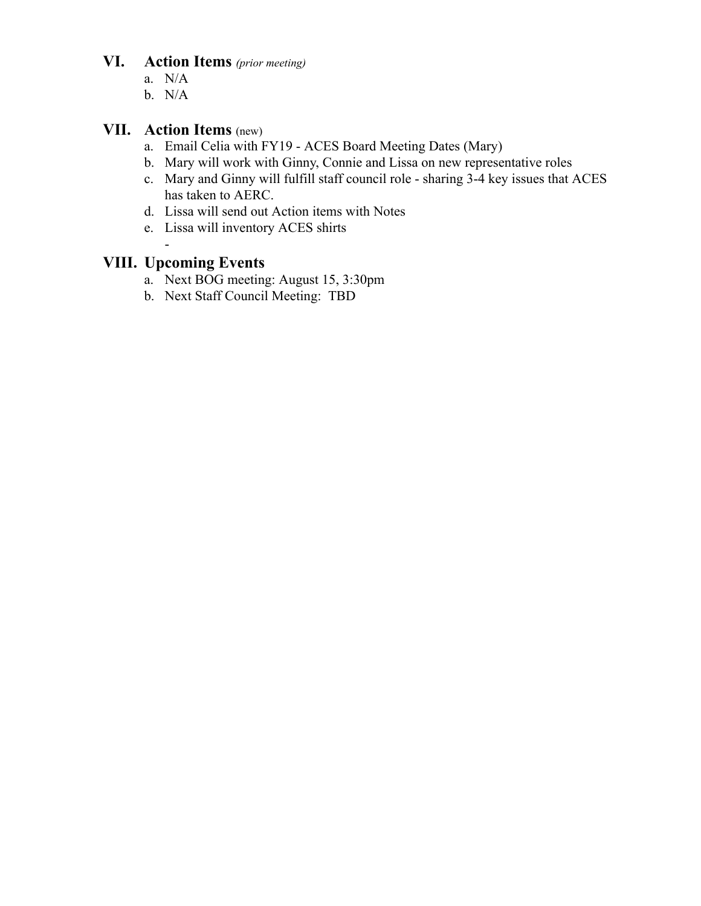## VI. Action Items *(prior meeting)*

a. N/A
b. N/A

## VII. Action Items (new)

a. Email Celia with FY19 - ACES Board Meeting Dates (Mary)
b. Mary will work with Ginny, Connie and Lissa on new representative roles
c. Mary and Ginny will fulfill staff council role - sharing 3-4 key issues that ACES has taken to AERC.
d. Lissa will send out Action items with Notes
e. Lissa will inventory ACES shirts

-

## VIII. Upcoming Events

a. Next BOG meeting: August 15, 3:30pm
b. Next Staff Council Meeting: TBD